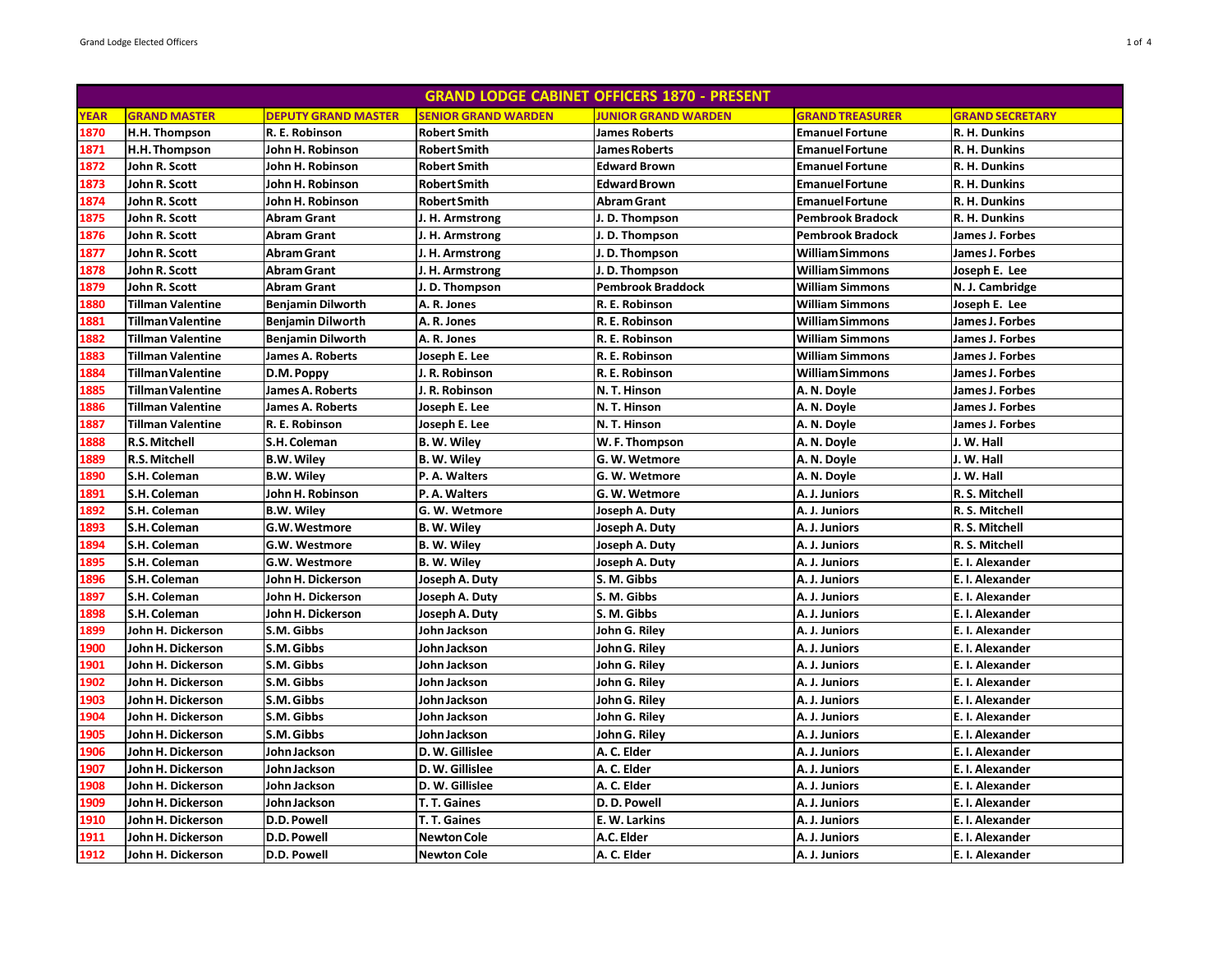| GRAND LODGE CABINET OFFICERS 1870 - PRESENT | | | | | | |
|---|---|---|---|---|---|---|
| YEAR | GRAND MASTER | DEPUTY GRAND MASTER | SENIOR GRAND WARDEN | JUNIOR GRAND WARDEN | GRAND TREASURER | GRAND SECRETARY |
| 1870 | H.H. Thompson | R. E. Robinson | Robert Smith | James Roberts | Emanuel Fortune | R. H. Dunkins |
| 1871 | H.H. Thompson | John H. Robinson | Robert Smith | James Roberts | Emanuel Fortune | R. H. Dunkins |
| 1872 | John R. Scott | John H. Robinson | Robert Smith | Edward Brown | Emanuel Fortune | R. H. Dunkins |
| 1873 | John R. Scott | John H. Robinson | Robert Smith | Edward Brown | Emanuel Fortune | R. H. Dunkins |
| 1874 | John R. Scott | John H. Robinson | Robert Smith | Abram Grant | Emanuel Fortune | R. H. Dunkins |
| 1875 | John R. Scott | Abram Grant | J. H. Armstrong | J. D. Thompson | Pembrook Bradock | R. H. Dunkins |
| 1876 | John R. Scott | Abram Grant | J. H. Armstrong | J. D. Thompson | Pembrook Bradock | James J. Forbes |
| 1877 | John R. Scott | Abram Grant | J. H. Armstrong | J. D. Thompson | William Simmons | James J. Forbes |
| 1878 | John R. Scott | Abram Grant | J. H. Armstrong | J. D. Thompson | William Simmons | Joseph E. Lee |
| 1879 | John R. Scott | Abram Grant | J. D. Thompson | Pembrook Braddock | William Simmons | N. J. Cambridge |
| 1880 | Tillman Valentine | Benjamin Dilworth | A. R. Jones | R. E. Robinson | William Simmons | Joseph E. Lee |
| 1881 | Tillman Valentine | Benjamin Dilworth | A. R. Jones | R. E. Robinson | William Simmons | James J. Forbes |
| 1882 | Tillman Valentine | Benjamin Dilworth | A. R. Jones | R. E. Robinson | William Simmons | James J. Forbes |
| 1883 | Tillman Valentine | James A. Roberts | Joseph E. Lee | R. E. Robinson | William Simmons | James J. Forbes |
| 1884 | Tillman Valentine | D.M. Poppy | J. R. Robinson | R. E. Robinson | William Simmons | James J. Forbes |
| 1885 | Tillman Valentine | James A. Roberts | J. R. Robinson | N. T. Hinson | A. N. Doyle | James J. Forbes |
| 1886 | Tillman Valentine | James A. Roberts | Joseph E. Lee | N. T. Hinson | A. N. Doyle | James J. Forbes |
| 1887 | Tillman Valentine | R. E. Robinson | Joseph E. Lee | N. T. Hinson | A. N. Doyle | James J. Forbes |
| 1888 | R.S. Mitchell | S.H. Coleman | B. W. Wiley | W. F. Thompson | A. N. Doyle | J. W. Hall |
| 1889 | R.S. Mitchell | B.W. Wiley | B. W. Wiley | G. W. Wetmore | A. N. Doyle | J. W. Hall |
| 1890 | S.H. Coleman | B.W. Wiley | P. A. Walters | G. W. Wetmore | A. N. Doyle | J. W. Hall |
| 1891 | S.H. Coleman | John H. Robinson | P. A. Walters | G. W. Wetmore | A. J. Juniors | R. S. Mitchell |
| 1892 | S.H. Coleman | B.W. Wiley | G. W. Wetmore | Joseph A. Duty | A. J. Juniors | R. S. Mitchell |
| 1893 | S.H. Coleman | G.W. Westmore | B. W. Wiley | Joseph A. Duty | A. J. Juniors | R. S. Mitchell |
| 1894 | S.H. Coleman | G.W. Westmore | B. W. Wiley | Joseph A. Duty | A. J. Juniors | R. S. Mitchell |
| 1895 | S.H. Coleman | G.W. Westmore | B. W. Wiley | Joseph A. Duty | A. J. Juniors | E. I. Alexander |
| 1896 | S.H. Coleman | John H. Dickerson | Joseph A. Duty | S. M. Gibbs | A. J. Juniors | E. I. Alexander |
| 1897 | S.H. Coleman | John H. Dickerson | Joseph A. Duty | S. M. Gibbs | A. J. Juniors | E. I. Alexander |
| 1898 | S.H. Coleman | John H. Dickerson | Joseph A. Duty | S. M. Gibbs | A. J. Juniors | E. I. Alexander |
| 1899 | John H. Dickerson | S.M. Gibbs | John Jackson | John G. Riley | A. J. Juniors | E. I. Alexander |
| 1900 | John H. Dickerson | S.M. Gibbs | John Jackson | John G. Riley | A. J. Juniors | E. I. Alexander |
| 1901 | John H. Dickerson | S.M. Gibbs | John Jackson | John G. Riley | A. J. Juniors | E. I. Alexander |
| 1902 | John H. Dickerson | S.M. Gibbs | John Jackson | John G. Riley | A. J. Juniors | E. I. Alexander |
| 1903 | John H. Dickerson | S.M. Gibbs | John Jackson | John G. Riley | A. J. Juniors | E. I. Alexander |
| 1904 | John H. Dickerson | S.M. Gibbs | John Jackson | John G. Riley | A. J. Juniors | E. I. Alexander |
| 1905 | John H. Dickerson | S.M. Gibbs | John Jackson | John G. Riley | A. J. Juniors | E. I. Alexander |
| 1906 | John H. Dickerson | John Jackson | D. W. Gillislee | A. C. Elder | A. J. Juniors | E. I. Alexander |
| 1907 | John H. Dickerson | John Jackson | D. W. Gillislee | A. C. Elder | A. J. Juniors | E. I. Alexander |
| 1908 | John H. Dickerson | John Jackson | D. W. Gillislee | A. C. Elder | A. J. Juniors | E. I. Alexander |
| 1909 | John H. Dickerson | John Jackson | T. T. Gaines | D. D. Powell | A. J. Juniors | E. I. Alexander |
| 1910 | John H. Dickerson | D.D. Powell | T. T. Gaines | E. W. Larkins | A. J. Juniors | E. I. Alexander |
| 1911 | John H. Dickerson | D.D. Powell | Newton Cole | A.C. Elder | A. J. Juniors | E. I. Alexander |
| 1912 | John H. Dickerson | D.D. Powell | Newton Cole | A. C. Elder | A. J. Juniors | E. I. Alexander |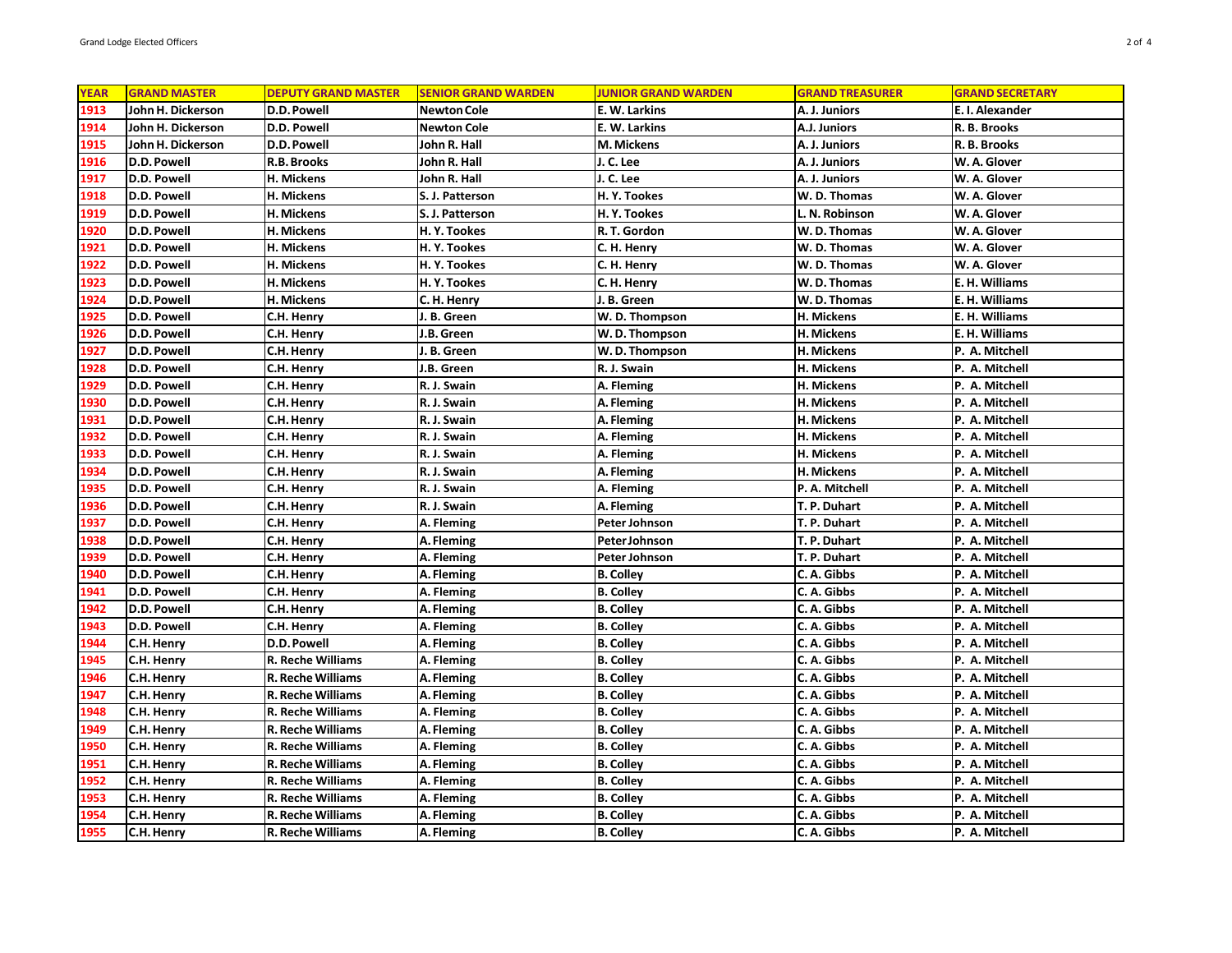| YEAR | GRAND MASTER | DEPUTY GRAND MASTER | SENIOR GRAND WARDEN | JUNIOR GRAND WARDEN | GRAND TREASURER | GRAND SECRETARY |
|---|---|---|---|---|---|---|
| 1913 | John H. Dickerson | D.D. Powell | Newton Cole | E. W. Larkins | A. J. Juniors | E. I. Alexander |
| 1914 | John H. Dickerson | D.D. Powell | Newton Cole | E. W. Larkins | A.J. Juniors | R. B. Brooks |
| 1915 | John H. Dickerson | D.D. Powell | John R. Hall | M. Mickens | A. J. Juniors | R. B. Brooks |
| 1916 | D.D. Powell | R.B. Brooks | John R. Hall | J. C. Lee | A. J. Juniors | W. A. Glover |
| 1917 | D.D. Powell | H. Mickens | John R. Hall | J. C. Lee | A. J. Juniors | W. A. Glover |
| 1918 | D.D. Powell | H. Mickens | S. J. Patterson | H. Y. Tookes | W. D. Thomas | W. A. Glover |
| 1919 | D.D. Powell | H. Mickens | S. J. Patterson | H. Y. Tookes | L. N. Robinson | W. A. Glover |
| 1920 | D.D. Powell | H. Mickens | H. Y. Tookes | R. T. Gordon | W. D. Thomas | W. A. Glover |
| 1921 | D.D. Powell | H. Mickens | H. Y. Tookes | C. H. Henry | W. D. Thomas | W. A. Glover |
| 1922 | D.D. Powell | H. Mickens | H. Y. Tookes | C. H. Henry | W. D. Thomas | W. A. Glover |
| 1923 | D.D. Powell | H. Mickens | H. Y. Tookes | C. H. Henry | W. D. Thomas | E. H. Williams |
| 1924 | D.D. Powell | H. Mickens | C. H. Henry | J. B. Green | W. D. Thomas | E. H. Williams |
| 1925 | D.D. Powell | C.H. Henry | J. B. Green | W. D. Thompson | H. Mickens | E. H. Williams |
| 1926 | D.D. Powell | C.H. Henry | J.B. Green | W. D. Thompson | H. Mickens | E. H. Williams |
| 1927 | D.D. Powell | C.H. Henry | J. B. Green | W. D. Thompson | H. Mickens | P. A. Mitchell |
| 1928 | D.D. Powell | C.H. Henry | J.B. Green | R. J. Swain | H. Mickens | P. A. Mitchell |
| 1929 | D.D. Powell | C.H. Henry | R. J. Swain | A. Fleming | H. Mickens | P. A. Mitchell |
| 1930 | D.D. Powell | C.H. Henry | R. J. Swain | A. Fleming | H. Mickens | P. A. Mitchell |
| 1931 | D.D. Powell | C.H. Henry | R. J. Swain | A. Fleming | H. Mickens | P. A. Mitchell |
| 1932 | D.D. Powell | C.H. Henry | R. J. Swain | A. Fleming | H. Mickens | P. A. Mitchell |
| 1933 | D.D. Powell | C.H. Henry | R. J. Swain | A. Fleming | H. Mickens | P. A. Mitchell |
| 1934 | D.D. Powell | C.H. Henry | R. J. Swain | A. Fleming | H. Mickens | P. A. Mitchell |
| 1935 | D.D. Powell | C.H. Henry | R. J. Swain | A. Fleming | P. A. Mitchell | P. A. Mitchell |
| 1936 | D.D. Powell | C.H. Henry | R. J. Swain | A. Fleming | T. P. Duhart | P. A. Mitchell |
| 1937 | D.D. Powell | C.H. Henry | A. Fleming | Peter Johnson | T. P. Duhart | P. A. Mitchell |
| 1938 | D.D. Powell | C.H. Henry | A. Fleming | Peter Johnson | T. P. Duhart | P. A. Mitchell |
| 1939 | D.D. Powell | C.H. Henry | A. Fleming | Peter Johnson | T. P. Duhart | P. A. Mitchell |
| 1940 | D.D. Powell | C.H. Henry | A. Fleming | B. Colley | C. A. Gibbs | P. A. Mitchell |
| 1941 | D.D. Powell | C.H. Henry | A. Fleming | B. Colley | C. A. Gibbs | P. A. Mitchell |
| 1942 | D.D. Powell | C.H. Henry | A. Fleming | B. Colley | C. A. Gibbs | P. A. Mitchell |
| 1943 | D.D. Powell | C.H. Henry | A. Fleming | B. Colley | C. A. Gibbs | P. A. Mitchell |
| 1944 | C.H. Henry | D.D. Powell | A. Fleming | B. Colley | C. A. Gibbs | P. A. Mitchell |
| 1945 | C.H. Henry | R. Reche Williams | A. Fleming | B. Colley | C. A. Gibbs | P. A. Mitchell |
| 1946 | C.H. Henry | R. Reche Williams | A. Fleming | B. Colley | C. A. Gibbs | P. A. Mitchell |
| 1947 | C.H. Henry | R. Reche Williams | A. Fleming | B. Colley | C. A. Gibbs | P. A. Mitchell |
| 1948 | C.H. Henry | R. Reche Williams | A. Fleming | B. Colley | C. A. Gibbs | P. A. Mitchell |
| 1949 | C.H. Henry | R. Reche Williams | A. Fleming | B. Colley | C. A. Gibbs | P. A. Mitchell |
| 1950 | C.H. Henry | R. Reche Williams | A. Fleming | B. Colley | C. A. Gibbs | P. A. Mitchell |
| 1951 | C.H. Henry | R. Reche Williams | A. Fleming | B. Colley | C. A. Gibbs | P. A. Mitchell |
| 1952 | C.H. Henry | R. Reche Williams | A. Fleming | B. Colley | C. A. Gibbs | P. A. Mitchell |
| 1953 | C.H. Henry | R. Reche Williams | A. Fleming | B. Colley | C. A. Gibbs | P. A. Mitchell |
| 1954 | C.H. Henry | R. Reche Williams | A. Fleming | B. Colley | C. A. Gibbs | P. A. Mitchell |
| 1955 | C.H. Henry | R. Reche Williams | A. Fleming | B. Colley | C. A. Gibbs | P. A. Mitchell |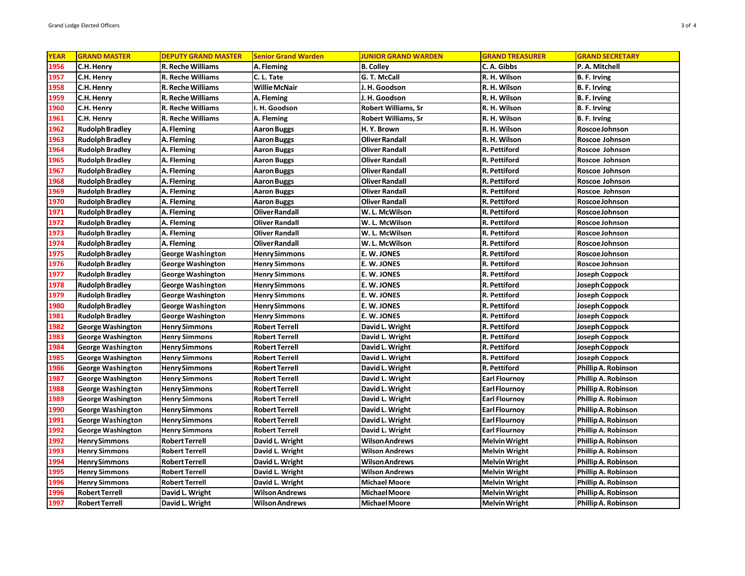| YEAR | GRAND MASTER | DEPUTY GRAND MASTER | Senior Grand Warden | JUNIOR GRAND WARDEN | GRAND TREASURER | GRAND SECRETARY |
|---|---|---|---|---|---|---|
| 1956 | C.H. Henry | R. Reche Williams | A. Fleming | B. Colley | C. A. Gibbs | P. A. Mitchell |
| 1957 | C.H. Henry | R. Reche Williams | C. L. Tate | G. T. McCall | R. H. Wilson | B. F. Irving |
| 1958 | C.H. Henry | R. Reche Williams | Willie McNair | J. H. Goodson | R. H. Wilson | B. F. Irving |
| 1959 | C.H. Henry | R. Reche Williams | A. Fleming | J. H. Goodson | R. H. Wilson | B. F. Irving |
| 1960 | C.H. Henry | R. Reche Williams | I. H. Goodson | Robert Williams, Sr | R. H. Wilson | B. F. Irving |
| 1961 | C.H. Henry | R. Reche Williams | A. Fleming | Robert Williams, Sr | R. H. Wilson | B. F. Irving |
| 1962 | Rudolph Bradley | A. Fleming | Aaron Buggs | H. Y. Brown | R. H. Wilson | Roscoe Johnson |
| 1963 | Rudolph Bradley | A. Fleming | Aaron Buggs | Oliver Randall | R. H. Wilson | Roscoe Johnson |
| 1964 | Rudolph Bradley | A. Fleming | Aaron Buggs | Oliver Randall | R. Pettiford | Roscoe Johnson |
| 1965 | Rudolph Bradley | A. Fleming | Aaron Buggs | Oliver Randall | R. Pettiford | Roscoe Johnson |
| 1967 | Rudolph Bradley | A. Fleming | Aaron Buggs | Oliver Randall | R. Pettiford | Roscoe Johnson |
| 1968 | Rudolph Bradley | A. Fleming | Aaron Buggs | Oliver Randall | R. Pettiford | Roscoe Johnson |
| 1969 | Rudolph Bradley | A. Fleming | Aaron Buggs | Oliver Randall | R. Pettiford | Roscoe Johnson |
| 1970 | Rudolph Bradley | A. Fleming | Aaron Buggs | Oliver Randall | R. Pettiford | Roscoe Johnson |
| 1971 | Rudolph Bradley | A. Fleming | Oliver Randall | W. L. McWilson | R. Pettiford | Roscoe Johnson |
| 1972 | Rudolph Bradley | A. Fleming | Oliver Randall | W. L. McWilson | R. Pettiford | Roscoe Johnson |
| 1973 | Rudolph Bradley | A. Fleming | Oliver Randall | W. L. McWilson | R. Pettiford | Roscoe Johnson |
| 1974 | Rudolph Bradley | A. Fleming | Oliver Randall | W. L. McWilson | R. Pettiford | Roscoe Johnson |
| 1975 | Rudolph Bradley | George Washington | Henry Simmons | E. W. JONES | R. Pettiford | Roscoe Johnson |
| 1976 | Rudolph Bradley | George Washington | Henry Simmons | E. W. JONES | R. Pettiford | Roscoe Johnson |
| 1977 | Rudolph Bradley | George Washington | Henry Simmons | E. W. JONES | R. Pettiford | Joseph Coppock |
| 1978 | Rudolph Bradley | George Washington | Henry Simmons | E. W. JONES | R. Pettiford | Joseph Coppock |
| 1979 | Rudolph Bradley | George Washington | Henry Simmons | E. W. JONES | R. Pettiford | Joseph Coppock |
| 1980 | Rudolph Bradley | George Washington | Henry Simmons | E. W. JONES | R. Pettiford | Joseph Coppock |
| 1981 | Rudolph Bradley | George Washington | Henry Simmons | E. W. JONES | R. Pettiford | Joseph Coppock |
| 1982 | George Washington | Henry Simmons | Robert Terrell | David L. Wright | R. Pettiford | Joseph Coppock |
| 1983 | George Washington | Henry Simmons | Robert Terrell | David L. Wright | R. Pettiford | Joseph Coppock |
| 1984 | George Washington | Henry Simmons | Robert Terrell | David L. Wright | R. Pettiford | Joseph Coppock |
| 1985 | George Washington | Henry Simmons | Robert Terrell | David L. Wright | R. Pettiford | Joseph Coppock |
| 1986 | George Washington | Henry Simmons | Robert Terrell | David L. Wright | R. Pettiford | Phillip A. Robinson |
| 1987 | George Washington | Henry Simmons | Robert Terrell | David L. Wright | Earl Flournoy | Phillip A. Robinson |
| 1988 | George Washington | Henry Simmons | Robert Terrell | David L. Wright | Earl Flournoy | Phillip A. Robinson |
| 1989 | George Washington | Henry Simmons | Robert Terrell | David L. Wright | Earl Flournoy | Phillip A. Robinson |
| 1990 | George Washington | Henry Simmons | Robert Terrell | David L. Wright | Earl Flournoy | Phillip A. Robinson |
| 1991 | George Washington | Henry Simmons | Robert Terrell | David L. Wright | Earl Flournoy | Phillip A. Robinson |
| 1992 | George Washington | Henry Simmons | Robert Terrell | David L. Wright | Earl Flournoy | Phillip A. Robinson |
| 1992 | Henry Simmons | Robert Terrell | David L. Wright | Wilson Andrews | Melvin Wright | Phillip A. Robinson |
| 1993 | Henry Simmons | Robert Terrell | David L. Wright | Wilson Andrews | Melvin Wright | Phillip A. Robinson |
| 1994 | Henry Simmons | Robert Terrell | David L. Wright | Wilson Andrews | Melvin Wright | Phillip A. Robinson |
| 1995 | Henry Simmons | Robert Terrell | David L. Wright | Wilson Andrews | Melvin Wright | Phillip A. Robinson |
| 1996 | Henry Simmons | Robert Terrell | David L. Wright | Michael Moore | Melvin Wright | Phillip A. Robinson |
| 1996 | Robert Terrell | David L. Wright | Wilson Andrews | Michael Moore | Melvin Wright | Phillip A. Robinson |
| 1997 | Robert Terrell | David L. Wright | Wilson Andrews | Michael Moore | Melvin Wright | Phillip A. Robinson |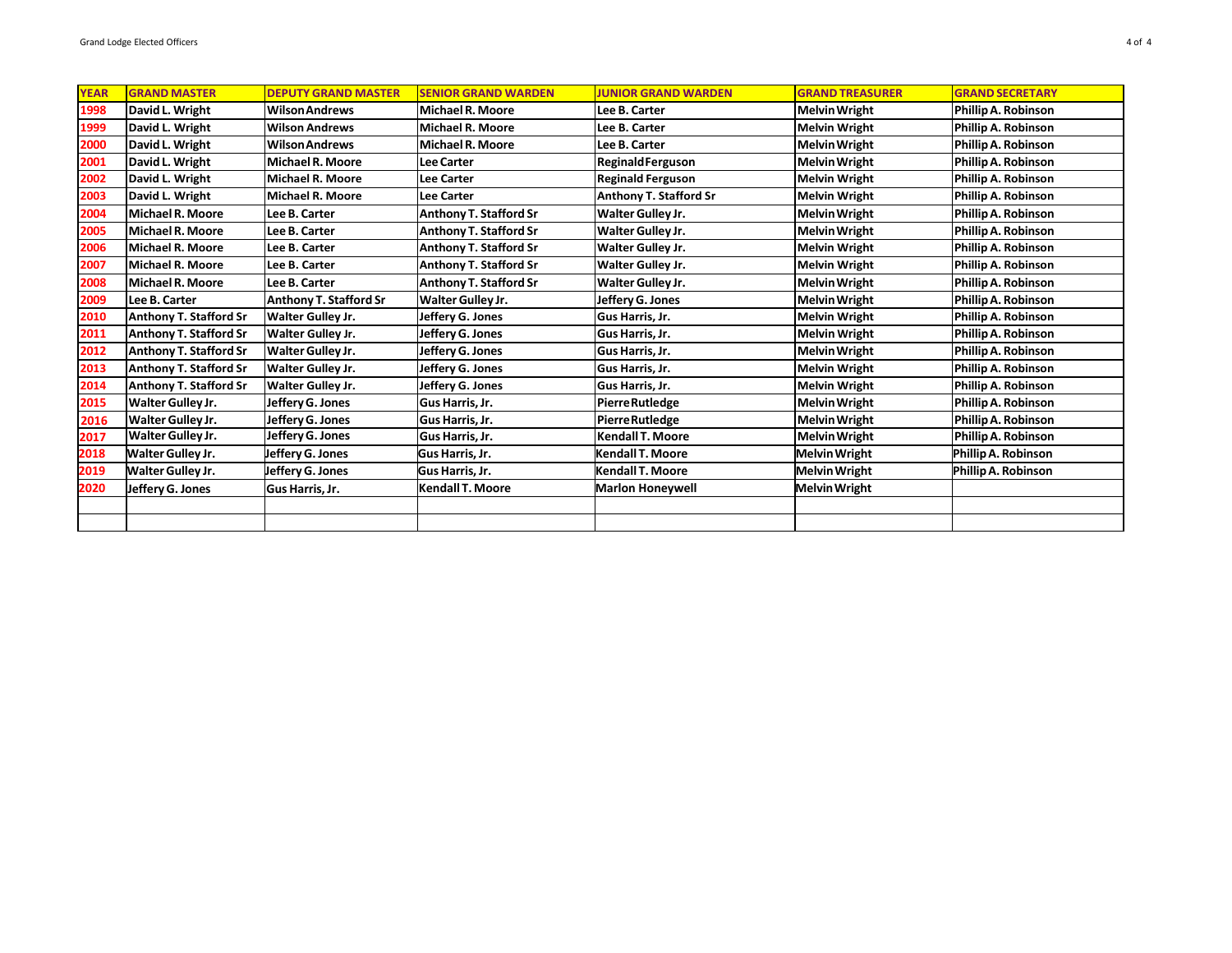| YEAR | GRAND MASTER | DEPUTY GRAND MASTER | SENIOR GRAND WARDEN | JUNIOR GRAND WARDEN | GRAND TREASURER | GRAND SECRETARY |
|---|---|---|---|---|---|---|
| 1998 | David L. Wright | Wilson Andrews | Michael R. Moore | Lee B. Carter | Melvin Wright | Phillip A. Robinson |
| 1999 | David L. Wright | Wilson Andrews | Michael R. Moore | Lee B. Carter | Melvin Wright | Phillip A. Robinson |
| 2000 | David L. Wright | Wilson Andrews | Michael R. Moore | Lee B. Carter | Melvin Wright | Phillip A. Robinson |
| 2001 | David L. Wright | Michael R. Moore | Lee Carter | Reginald Ferguson | Melvin Wright | Phillip A. Robinson |
| 2002 | David L. Wright | Michael R. Moore | Lee Carter | Reginald Ferguson | Melvin Wright | Phillip A. Robinson |
| 2003 | David L. Wright | Michael R. Moore | Lee Carter | Anthony T. Stafford Sr | Melvin Wright | Phillip A. Robinson |
| 2004 | Michael R. Moore | Lee B. Carter | Anthony T. Stafford Sr | Walter Gulley Jr. | Melvin Wright | Phillip A. Robinson |
| 2005 | Michael R. Moore | Lee B. Carter | Anthony T. Stafford Sr | Walter Gulley Jr. | Melvin Wright | Phillip A. Robinson |
| 2006 | Michael R. Moore | Lee B. Carter | Anthony T. Stafford Sr | Walter Gulley Jr. | Melvin Wright | Phillip A. Robinson |
| 2007 | Michael R. Moore | Lee B. Carter | Anthony T. Stafford Sr | Walter Gulley Jr. | Melvin Wright | Phillip A. Robinson |
| 2008 | Michael R. Moore | Lee B. Carter | Anthony T. Stafford Sr | Walter Gulley Jr. | Melvin Wright | Phillip A. Robinson |
| 2009 | Lee B. Carter | Anthony T. Stafford Sr | Walter Gulley Jr. | Jeffery G. Jones | Melvin Wright | Phillip A. Robinson |
| 2010 | Anthony T. Stafford Sr | Walter Gulley Jr. | Jeffery G. Jones | Gus Harris, Jr. | Melvin Wright | Phillip A. Robinson |
| 2011 | Anthony T. Stafford Sr | Walter Gulley Jr. | Jeffery G. Jones | Gus Harris, Jr. | Melvin Wright | Phillip A. Robinson |
| 2012 | Anthony T. Stafford Sr | Walter Gulley Jr. | Jeffery G. Jones | Gus Harris, Jr. | Melvin Wright | Phillip A. Robinson |
| 2013 | Anthony T. Stafford Sr | Walter Gulley Jr. | Jeffery G. Jones | Gus Harris, Jr. | Melvin Wright | Phillip A. Robinson |
| 2014 | Anthony T. Stafford Sr | Walter Gulley Jr. | Jeffery G. Jones | Gus Harris, Jr. | Melvin Wright | Phillip A. Robinson |
| 2015 | Walter Gulley Jr. | Jeffery G. Jones | Gus Harris, Jr. | Pierre Rutledge | Melvin Wright | Phillip A. Robinson |
| 2016 | Walter Gulley Jr. | Jeffery G. Jones | Gus Harris, Jr. | Pierre Rutledge | Melvin Wright | Phillip A. Robinson |
| 2017 | Walter Gulley Jr. | Jeffery G. Jones | Gus Harris, Jr. | Kendall T. Moore | Melvin Wright | Phillip A. Robinson |
| 2018 | Walter Gulley Jr. | Jeffery G. Jones | Gus Harris, Jr. | Kendall T. Moore | Melvin Wright | Phillip A. Robinson |
| 2019 | Walter Gulley Jr. | Jeffery G. Jones | Gus Harris, Jr. | Kendall T. Moore | Melvin Wright | Phillip A. Robinson |
| 2020 | Jeffery G. Jones | Gus Harris, Jr. | Kendall T. Moore | Marlon Honeywell | Melvin Wright | |
| | | | | | | |
| | | | | | | |